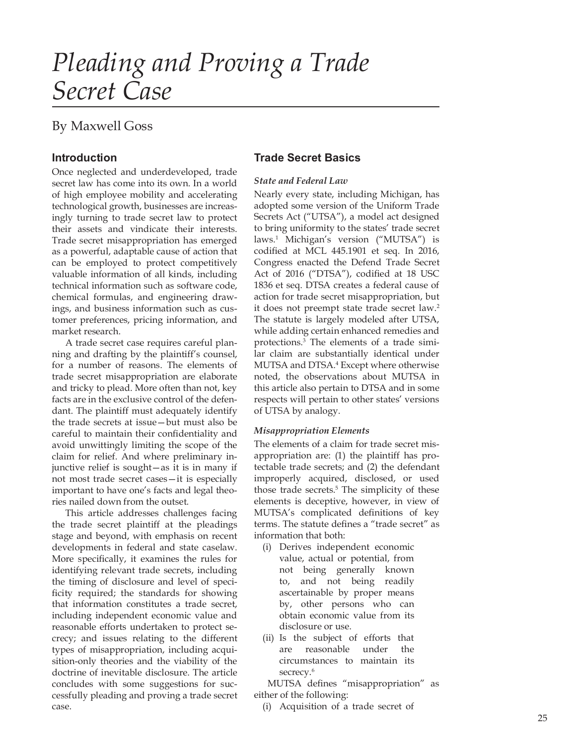# Pleading and Proving a Trade Secret Case

By Maxwell Goss

## Introduction

Once neglected and underdeveloped, trade secret law has come into its own. In a world of high employee mobility and accelerating technological growth, businesses are increasingly turning to trade secret law to protect their assets and vindicate their interests. Trade secret misappropriation has emerged as a powerful, adaptable cause of action that can be employed to protect competitively valuable information of all kinds, including technical information such as software code, chemical formulas, and engineering drawings, and business information such as customer preferences, pricing information, and market research.

A trade secret case requires careful planning and drafting by the plaintiff's counsel, for a number of reasons. The elements of trade secret misappropriation are elaborate and tricky to plead. More often than not, key facts are in the exclusive control of the defendant. The plaintiff must adequately identify the trade secrets at issue—but must also be careful to maintain their confidentiality and avoid unwittingly limiting the scope of the claim for relief. And where preliminary injunctive relief is sought—as it is in many if not most trade secret cases—it is especially important to have one's facts and legal theories nailed down from the outset.

This article addresses challenges facing the trade secret plaintiff at the pleadings stage and beyond, with emphasis on recent developments in federal and state caselaw. More specifically, it examines the rules for identifying relevant trade secrets, including the timing of disclosure and level of specificity required; the standards for showing that information constitutes a trade secret, including independent economic value and reasonable efforts undertaken to protect secrecy; and issues relating to the different types of misappropriation, including acquisition-only theories and the viability of the doctrine of inevitable disclosure. The article concludes with some suggestions for successfully pleading and proving a trade secret case.

## Trade Secret Basics

### *State and Federal Law*

Nearly every state, including Michigan, has adopted some version of the Uniform Trade Secrets Act ("UTSA"), a model act designed to bring uniformity to the states' trade secret laws.[1] Michigan's version ("MUTSA") is codified at MCL 445.1901 et seq. In 2016, Congress enacted the Defend Trade Secret Act of 2016 ("DTSA"), codified at 18 USC 1836 et seq. DTSA creates a federal cause of action for trade secret misappropriation, but it does not preempt state trade secret law.[2] The statute is largely modeled after UTSA, while adding certain enhanced remedies and protections.[3] The elements of a trade similar claim are substantially identical under MUTSA and DTSA.[4] Except where otherwise noted, the observations about MUTSA in this article also pertain to DTSA and in some respects will pertain to other states' versions of UTSA by analogy.

### *Misappropriation Elements*

The elements of a claim for trade secret misappropriation are: (1) the plaintiff has protectable trade secrets; and (2) the defendant improperly acquired, disclosed, or used those trade secrets.[5] The simplicity of these elements is deceptive, however, in view of MUTSA's complicated definitions of key terms. The statute defines a "trade secret" as information that both:

(i) Derives independent economic value, actual or potential, from not being generally known to, and not being readily ascertainable by proper means by, other persons who can obtain economic value from its disclosure or use.

(ii) Is the subject of efforts that are reasonable under the circumstances to maintain its secrecy.[6]

MUTSA defines "misappropriation" as either of the following:

(i) Acquisition of a trade secret of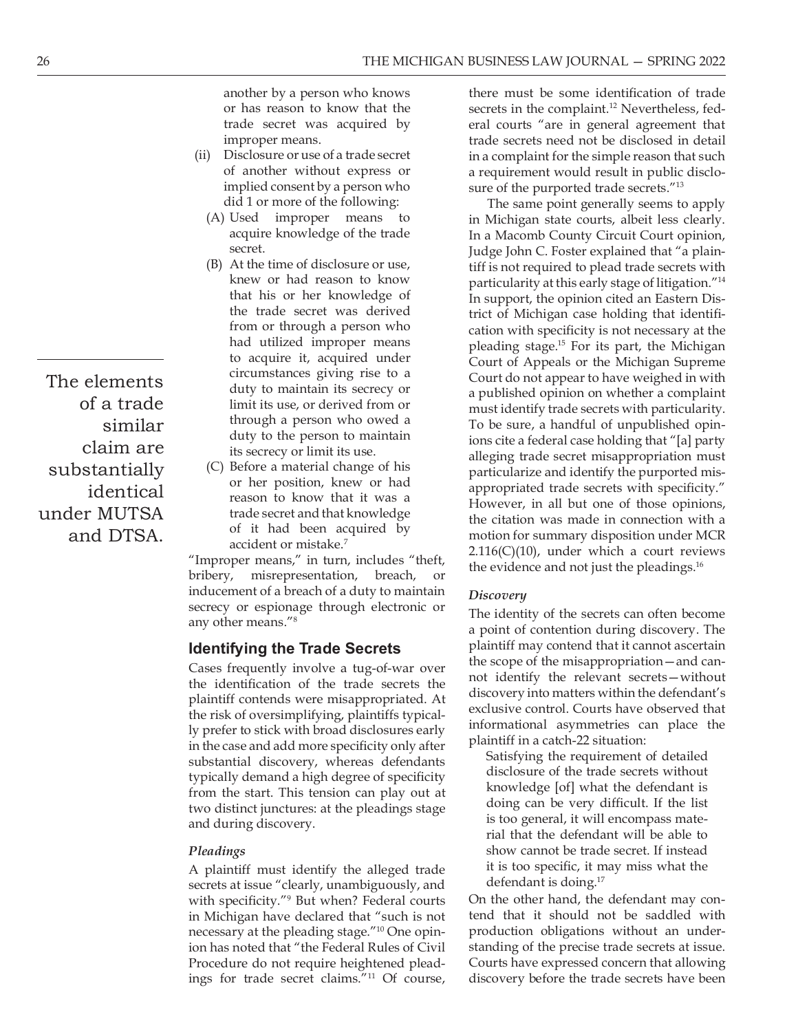another by a person who knows or has reason to know that the trade secret was acquired by improper means.

(ii) Disclosure or use of a trade secret of another without express or implied consent by a person who did 1 or more of the following:

(A) Used improper means to acquire knowledge of the trade secret.

(B) At the time of disclosure or use, knew or had reason to know that his or her knowledge of the trade secret was derived from or through a person who had utilized improper means to acquire it, acquired under circumstances giving rise to a duty to maintain its secrecy or limit its use, or derived from or through a person who owed a duty to the person to maintain its secrecy or limit its use.

(C) Before a material change of his or her position, knew or had reason to know that it was a trade secret and that knowledge of it had been acquired by accident or mistake.[7]

> The elements of a trade similar claim are substantially identical under MUTSA and DTSA.

"Improper means," in turn, includes "theft, bribery, misrepresentation, breach, or inducement of a breach of a duty to maintain secrecy or espionage through electronic or any other means."[8]

## Identifying the Trade Secrets

Cases frequently involve a tug-of-war over the identification of the trade secrets the plaintiff contends were misappropriated. At the risk of oversimplifying, plaintiffs typically prefer to stick with broad disclosures early in the case and add more specificity only after substantial discovery, whereas defendants typically demand a high degree of specificity from the start. This tension can play out at two distinct junctures: at the pleadings stage and during discovery.

### *Pleadings*

A plaintiff must identify the alleged trade secrets at issue "clearly, unambiguously, and with specificity."[9] But when? Federal courts in Michigan have declared that "such is not necessary at the pleading stage."[10] One opinion has noted that "the Federal Rules of Civil Procedure do not require heightened pleadings for trade secret claims."[11] Of course, there must be some identification of trade secrets in the complaint.[12] Nevertheless, federal courts "are in general agreement that trade secrets need not be disclosed in detail in a complaint for the simple reason that such a requirement would result in public disclosure of the purported trade secrets."[13]

The same point generally seems to apply in Michigan state courts, albeit less clearly. In a Macomb County Circuit Court opinion, Judge John C. Foster explained that "a plaintiff is not required to plead trade secrets with particularity at this early stage of litigation."[14] In support, the opinion cited an Eastern District of Michigan case holding that identification with specificity is not necessary at the pleading stage.[15] For its part, the Michigan Court of Appeals or the Michigan Supreme Court do not appear to have weighed in with a published opinion on whether a complaint must identify trade secrets with particularity. To be sure, a handful of unpublished opinions cite a federal case holding that "[a] party alleging trade secret misappropriation must particularize and identify the purported misappropriated trade secrets with specificity." However, in all but one of those opinions, the citation was made in connection with a motion for summary disposition under MCR 2.116(C)(10), under which a court reviews the evidence and not just the pleadings.[16]

### *Discovery*

The identity of the secrets can often become a point of contention during discovery. The plaintiff may contend that it cannot ascertain the scope of the misappropriation—and cannot identify the relevant secrets—without discovery into matters within the defendant's exclusive control. Courts have observed that informational asymmetries can place the plaintiff in a catch-22 situation:

> Satisfying the requirement of detailed disclosure of the trade secrets without knowledge [of] what the defendant is doing can be very difficult. If the list is too general, it will encompass material that the defendant will be able to show cannot be trade secret. If instead it is too specific, it may miss what the defendant is doing.[17]

On the other hand, the defendant may contend that it should not be saddled with production obligations without an understanding of the precise trade secrets at issue. Courts have expressed concern that allowing discovery before the trade secrets have been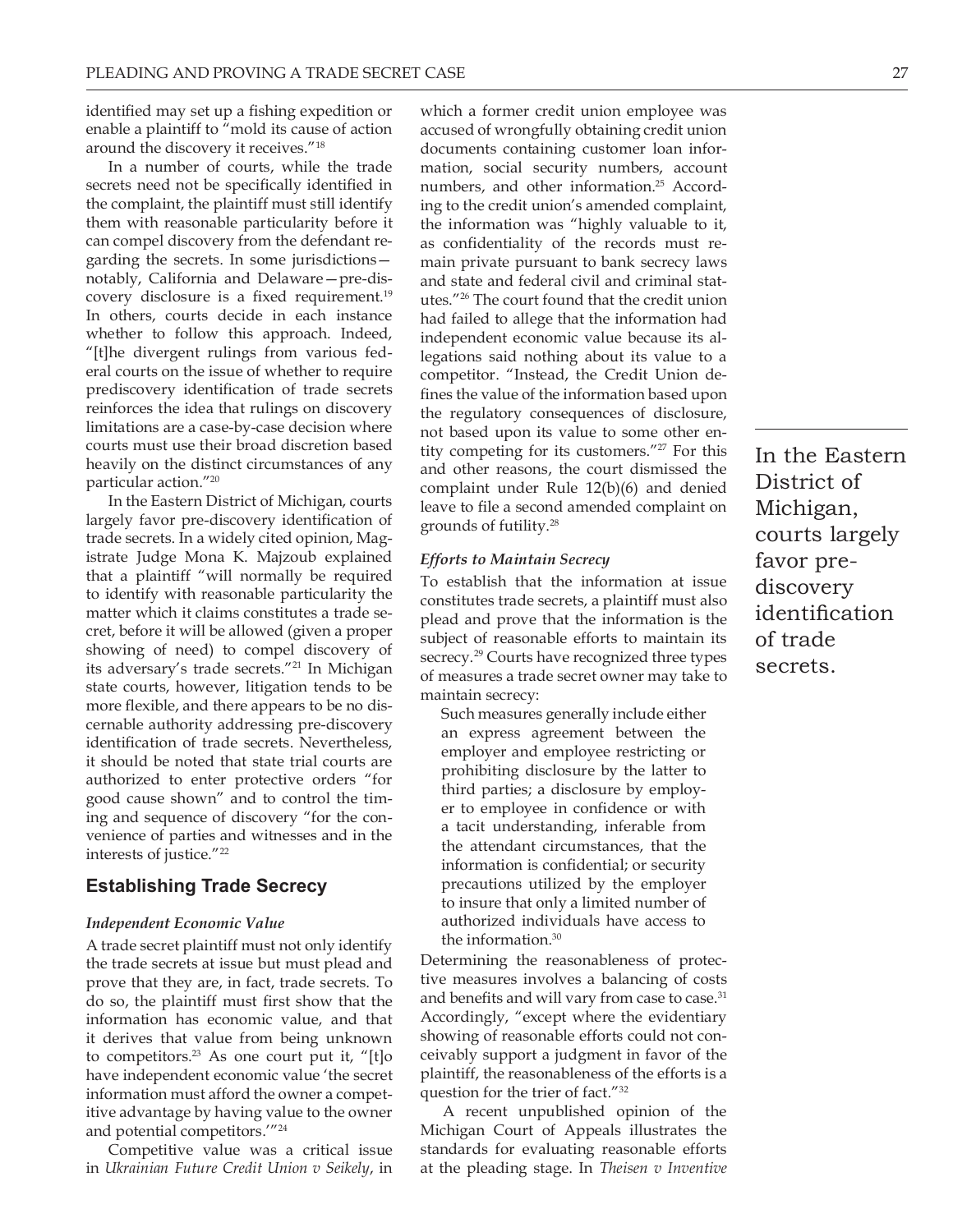identified may set up a fishing expedition or enable a plaintiff to "mold its cause of action around the discovery it receives."[18]

In a number of courts, while the trade secrets need not be specifically identified in the complaint, the plaintiff must still identify them with reasonable particularity before it can compel discovery from the defendant regarding the secrets. In some jurisdictions—notably, California and Delaware—pre-discovery disclosure is a fixed requirement.[19] In others, courts decide in each instance whether to follow this approach. Indeed, "[t]he divergent rulings from various federal courts on the issue of whether to require prediscovery identification of trade secrets reinforces the idea that rulings on discovery limitations are a case-by-case decision where courts must use their broad discretion based heavily on the distinct circumstances of any particular action."[20]

In the Eastern District of Michigan, courts largely favor pre-discovery identification of trade secrets. In a widely cited opinion, Magistrate Judge Mona K. Majzoub explained that a plaintiff "will normally be required to identify with reasonable particularity the matter which it claims constitutes a trade secret, before it will be allowed (given a proper showing of need) to compel discovery of its adversary's trade secrets."[21] In Michigan state courts, however, litigation tends to be more flexible, and there appears to be no discernable authority addressing pre-discovery identification of trade secrets. Nevertheless, it should be noted that state trial courts are authorized to enter protective orders "for good cause shown" and to control the timing and sequence of discovery "for the convenience of parties and witnesses and in the interests of justice."[22]

## Establishing Trade Secrecy

### *Independent Economic Value*

A trade secret plaintiff must not only identify the trade secrets at issue but must plead and prove that they are, in fact, trade secrets. To do so, the plaintiff must first show that the information has economic value, and that it derives that value from being unknown to competitors.[23] As one court put it, "[t]o have independent economic value 'the secret information must afford the owner a competitive advantage by having value to the owner and potential competitors.'"[24]

Competitive value was a critical issue in *Ukrainian Future Credit Union v Seikely*, in which a former credit union employee was accused of wrongfully obtaining credit union documents containing customer loan information, social security numbers, account numbers, and other information.[25] According to the credit union's amended complaint, the information was "highly valuable to it, as confidentiality of the records must remain private pursuant to bank secrecy laws and state and federal civil and criminal statutes."[26] The court found that the credit union had failed to allege that the information had independent economic value because its allegations said nothing about its value to a competitor. "Instead, the Credit Union defines the value of the information based upon the regulatory consequences of disclosure, not based upon its value to some other entity competing for its customers."[27] For this and other reasons, the court dismissed the complaint under Rule 12(b)(6) and denied leave to file a second amended complaint on grounds of futility.[28]

### *Efforts to Maintain Secrecy*

To establish that the information at issue constitutes trade secrets, a plaintiff must also plead and prove that the information is the subject of reasonable efforts to maintain its secrecy.[29] Courts have recognized three types of measures a trade secret owner may take to maintain secrecy:

> Such measures generally include either an express agreement between the employer and employee restricting or prohibiting disclosure by the latter to third parties; a disclosure by employer to employee in confidence or with a tacit understanding, inferable from the attendant circumstances, that the information is confidential; or security precautions utilized by the employer to insure that only a limited number of authorized individuals have access to the information.[30]

Determining the reasonableness of protective measures involves a balancing of costs and benefits and will vary from case to case.[31] Accordingly, "except where the evidentiary showing of reasonable efforts could not conceivably support a judgment in favor of the plaintiff, the reasonableness of the efforts is a question for the trier of fact."[32]

A recent unpublished opinion of the Michigan Court of Appeals illustrates the standards for evaluating reasonable efforts at the pleading stage. In *Theisen v Inventive*

> In the Eastern District of Michigan, courts largely favor pre-discovery identification of trade secrets.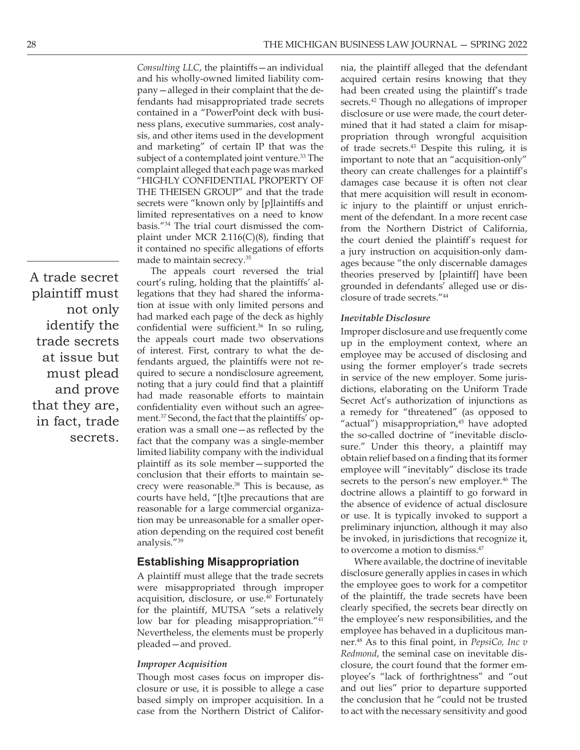*Consulting LLC*, the plaintiffs—an individual and his wholly-owned limited liability company—alleged in their complaint that the defendants had misappropriated trade secrets contained in a "PowerPoint deck with business plans, executive summaries, cost analysis, and other items used in the development and marketing" of certain IP that was the subject of a contemplated joint venture.[33] The complaint alleged that each page was marked "HIGHLY CONFIDENTIAL PROPERTY OF THE THEISEN GROUP" and that the trade secrets were "known only by [p]laintiffs and limited representatives on a need to know basis."[34] The trial court dismissed the complaint under MCR 2.116(C)(8), finding that it contained no specific allegations of efforts made to maintain secrecy.[35]

The appeals court reversed the trial court's ruling, holding that the plaintiffs' allegations that they had shared the information at issue with only limited persons and had marked each page of the deck as highly confidential were sufficient.[36] In so ruling, the appeals court made two observations of interest. First, contrary to what the defendants argued, the plaintiffs were not required to secure a nondisclosure agreement, noting that a jury could find that a plaintiff had made reasonable efforts to maintain confidentiality even without such an agreement.[37] Second, the fact that the plaintiffs' operation was a small one—as reflected by the fact that the company was a single-member limited liability company with the individual plaintiff as its sole member—supported the conclusion that their efforts to maintain secrecy were reasonable.[38] This is because, as courts have held, "[t]he precautions that are reasonable for a large commercial organization may be unreasonable for a smaller operation depending on the required cost benefit analysis."[39]

> A trade secret plaintiff must not only identify the trade secrets at issue but must plead and prove that they are, in fact, trade secrets.

## Establishing Misappropriation

A plaintiff must allege that the trade secrets were misappropriated through improper acquisition, disclosure, or use.[40] Fortunately for the plaintiff, MUTSA "sets a relatively low bar for pleading misappropriation."[41] Nevertheless, the elements must be properly pleaded—and proved.

### *Improper Acquisition*

Though most cases focus on improper disclosure or use, it is possible to allege a case based simply on improper acquisition. In a case from the Northern District of California, the plaintiff alleged that the defendant acquired certain resins knowing that they had been created using the plaintiff's trade secrets.[42] Though no allegations of improper disclosure or use were made, the court determined that it had stated a claim for misappropriation through wrongful acquisition of trade secrets.[43] Despite this ruling, it is important to note that an "acquisition-only" theory can create challenges for a plaintiff's damages case because it is often not clear that mere acquisition will result in economic injury to the plaintiff or unjust enrichment of the defendant. In a more recent case from the Northern District of California, the court denied the plaintiff's request for a jury instruction on acquisition-only damages because "the only discernable damages theories preserved by [plaintiff] have been grounded in defendants' alleged use or disclosure of trade secrets."[44]

### *Inevitable Disclosure*

Improper disclosure and use frequently come up in the employment context, where an employee may be accused of disclosing and using the former employer's trade secrets in service of the new employer. Some jurisdictions, elaborating on the Uniform Trade Secret Act's authorization of injunctions as a remedy for "threatened" (as opposed to "actual") misappropriation,[45] have adopted the so-called doctrine of "inevitable disclosure." Under this theory, a plaintiff may obtain relief based on a finding that its former employee will "inevitably" disclose its trade secrets to the person's new employer.[46] The doctrine allows a plaintiff to go forward in the absence of evidence of actual disclosure or use. It is typically invoked to support a preliminary injunction, although it may also be invoked, in jurisdictions that recognize it, to overcome a motion to dismiss.[47]

Where available, the doctrine of inevitable disclosure generally applies in cases in which the employee goes to work for a competitor of the plaintiff, the trade secrets have been clearly specified, the secrets bear directly on the employee's new responsibilities, and the employee has behaved in a duplicitous manner.[48] As to this final point, in *PepsiCo, Inc v Redmond*, the seminal case on inevitable disclosure, the court found that the former employee's "lack of forthrightness" and "out and out lies" prior to departure supported the conclusion that he "could not be trusted to act with the necessary sensitivity and good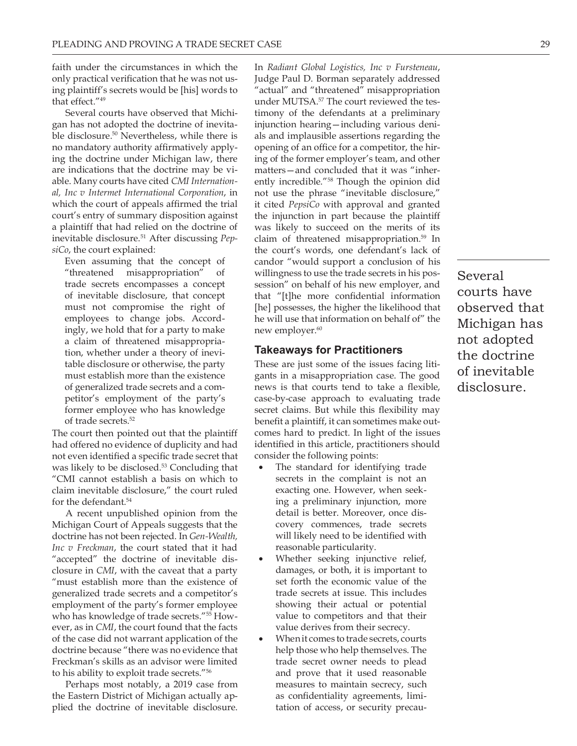faith under the circumstances in which the only practical verification that he was not using plaintiff's secrets would be [his] words to that effect."[49]

Several courts have observed that Michigan has not adopted the doctrine of inevitable disclosure.[50] Nevertheless, while there is no mandatory authority affirmatively applying the doctrine under Michigan law, there are indications that the doctrine may be viable. Many courts have cited *CMI International, Inc v Intermet International Corporation*, in which the court of appeals affirmed the trial court's entry of summary disposition against a plaintiff that had relied on the doctrine of inevitable disclosure.[51] After discussing *PepsiCo*, the court explained:

> Even assuming that the concept of "threatened misappropriation" of trade secrets encompasses a concept of inevitable disclosure, that concept must not compromise the right of employees to change jobs. Accordingly, we hold that for a party to make a claim of threatened misappropriation, whether under a theory of inevitable disclosure or otherwise, the party must establish more than the existence of generalized trade secrets and a competitor's employment of the party's former employee who has knowledge of trade secrets.[52]

The court then pointed out that the plaintiff had offered no evidence of duplicity and had not even identified a specific trade secret that was likely to be disclosed.[53] Concluding that "CMI cannot establish a basis on which to claim inevitable disclosure," the court ruled for the defendant.[54]

A recent unpublished opinion from the Michigan Court of Appeals suggests that the doctrine has not been rejected. In *Gen-Wealth, Inc v Freckman*, the court stated that it had "accepted" the doctrine of inevitable disclosure in *CMI*, with the caveat that a party "must establish more than the existence of generalized trade secrets and a competitor's employment of the party's former employee who has knowledge of trade secrets."[55] However, as in *CMI*, the court found that the facts of the case did not warrant application of the doctrine because "there was no evidence that Freckman's skills as an advisor were limited to his ability to exploit trade secrets."[56]

Perhaps most notably, a 2019 case from the Eastern District of Michigan actually applied the doctrine of inevitable disclosure. In *Radiant Global Logistics, Inc v Fursteneau*, Judge Paul D. Borman separately addressed "actual" and "threatened" misappropriation under MUTSA.[57] The court reviewed the testimony of the defendants at a preliminary injunction hearing—including various denials and implausible assertions regarding the opening of an office for a competitor, the hiring of the former employer's team, and other matters—and concluded that it was "inherently incredible."[58] Though the opinion did not use the phrase "inevitable disclosure," it cited *PepsiCo* with approval and granted the injunction in part because the plaintiff was likely to succeed on the merits of its claim of threatened misappropriation.[59] In the court's words, one defendant's lack of candor "would support a conclusion of his willingness to use the trade secrets in his possession" on behalf of his new employer, and that "[t]he more confidential information [he] possesses, the higher the likelihood that he will use that information on behalf of" the new employer.[60]

> Several courts have observed that Michigan has not adopted the doctrine of inevitable disclosure.

### Takeaways for Practitioners

These are just some of the issues facing litigants in a misappropriation case. The good news is that courts tend to take a flexible, case-by-case approach to evaluating trade secret claims. But while this flexibility may benefit a plaintiff, it can sometimes make outcomes hard to predict. In light of the issues identified in this article, practitioners should consider the following points:

- The standard for identifying trade secrets in the complaint is not an exacting one. However, when seeking a preliminary injunction, more detail is better. Moreover, once discovery commences, trade secrets will likely need to be identified with reasonable particularity.
- Whether seeking injunctive relief, damages, or both, it is important to set forth the economic value of the trade secrets at issue. This includes showing their actual or potential value to competitors and that their value derives from their secrecy.
- When it comes to trade secrets, courts help those who help themselves. The trade secret owner needs to plead and prove that it used reasonable measures to maintain secrecy, such as confidentiality agreements, limitation of access, or security precau-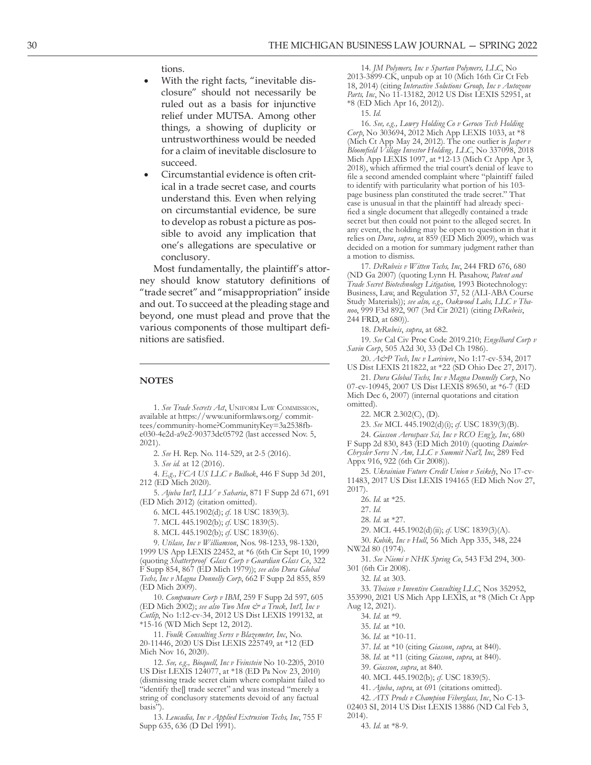tions.

- With the right facts, "inevitable disclosure" should not necessarily be ruled out as a basis for injunctive relief under MUTSA. Among other things, a showing of duplicity or untrustworthiness would be needed for a claim of inevitable disclosure to succeed.
- Circumstantial evidence is often critical in a trade secret case, and courts understand this. Even when relying on circumstantial evidence, be sure to develop as robust a picture as possible to avoid any implication that one's allegations are speculative or conclusory.

Most fundamentally, the plaintiff's attorney should know statutory definitions of "trade secret" and "misappropriation" inside and out. To succeed at the pleading stage and beyond, one must plead and prove that the various components of those multipart definitions are satisfied.

---

## NOTES

1. *See Trade Secrets Act*, Uniform Law Commission, available at https://www.uniformlaws.org/committees/community-home?CommunityKey=3a2538fb-e030-4e2d-a9e2-90373dc05792 (last accessed Nov. 5, 2021).

2. *See* H. Rep. No. 114-529, at 2-5 (2016).

3. *See id.* at 12 (2016).

4. *E.g., FCA US LLC v Bullock*, 446 F Supp 3d 201, 212 (ED Mich 2020).

5. *Ajuba Int'l, LLV v Saharia*, 871 F Supp 2d 671, 691 (ED Mich 2012) (citation omitted).

6. MCL 445.1902(d); *cf.* 18 USC 1839(3).

7. MCL 445.1902(b); *cf.* USC 1839(5).

8. MCL 445.1902(b); *cf.* USC 1839(6).

9. *Utilase, Inc v Williamson*, Nos. 98-1233, 98-1320, 1999 US App LEXIS 22452, at *6 (6th Cir Sept 10, 1999 (quoting *Shatterproof Glass Corp v Guardian Glass Co*, 322 F Supp 854, 867 (ED Mich 1979)); *see also Dura Global Techs, Inc v Magna Donnelly Corp*, 662 F Supp 2d 855, 859 (ED Mich 2009).

10. *Compuware Corp v IBM*, 259 F Supp 2d 597, 605 (ED Mich 2002); *see also Two Men & a Truck, Int'l, Inc v Cutlip*, No 1:12-cv-34, 2012 US Dist LEXIS 199132, at *15-16 (WD Mich Sept 12, 2012).

11. *Foulk Consulting Servs v Blazemeter, Inc*, No. 20-11446, 2020 US Dist LEXIS 225749, at *12 (ED Mich Nov 16, 2020).

12. *See, e.g., Bioquell, Inc v Feinstein* No 10-2205, 2010 US Dist LEXIS 124077, at *18 (ED Pa Nov 23, 2010) (dismissing trade secret claim where complaint failed to "identify the[] trade secret" and was instead "merely a string of conclusory statements devoid of any factual basis").

13. *Leucadia, Inc v Applied Extrusion Techs, Inc*, 755 F Supp 635, 636 (D Del 1991).

14. *JM Polymers, Inc v Spartan Polymers, LLC*, No 2013-3899-CK, unpub op at 10 (Mich 16th Cir Ct Feb 18, 2014) (citing *Interactive Solutions Group, Inc v Autozone Parts, Inc*, No 11-13182, 2012 US Dist LEXIS 52951, at *8 (ED Mich Apr 16, 2012)).

15. *Id.*

16. *See, e.g., Lowry Holding Co v Geroco Tech Holding Corp*, No 303694, 2012 Mich App LEXIS 1033, at *8 (Mich Ct App May 24, 2012). The one outlier is *Jasper v Bloomfield Village Investor Holding, LLC*, No 337098, 2018 Mich App LEXIS 1097, at *12-13 (Mich Ct App Apr 3, 2018), which affirmed the trial court's denial of leave to file a second amended complaint where "plaintiff failed to identify with particularity what portion of his 103-page business plan constituted the trade secret." That case is unusual in that the plaintiff had already specified a single document that allegedly contained a trade secret but then could not point to the alleged secret. In any event, the holding may be open to question in that it relies on *Dura*, *supra*, at 859 (ED Mich 2009), which was decided on a motion for summary judgment rather than a motion to dismiss.

17. *DeRubeis v Witten Techs, Inc*, 244 FRD 676, 680 (ND Ga 2007) (quoting Lynn H. Pasahow, *Patent and Trade Secret Biotechnology Litigation,* 1993 Biotechnology: Business, Law, and Regulation 37, 52 (ALI-ABA Course Study Materials)); *see also, e.g., Oakwood Labs, LLC v Thanoo*, 999 F3d 892, 907 (3rd Cir 2021) (citing *DeRubeis*, 244 FRD, at 680)).

18. *DeRubeis*, *supra*, at 682.

19. *See* Cal Civ Proc Code 2019.210; *Engelhard Corp v Savin Corp*, 505 A2d 30, 33 (Del Ch 1986).

20. *A&P Tech, Inc v Lariviere*, No 1:17-cv-534, 2017 US Dist LEXIS 211822, at *22 (SD Ohio Dec 27, 2017).

21. *Dura Global Techs, Inc v Magna Donnelly Corp*, No 07-cv-10945, 2007 US Dist LEXIS 89650, at *6-7 (ED Mich Dec 6, 2007) (internal quotations and citation omitted).

22. MCR 2.302(C), (D).

23. *See* MCL 445.1902(d)(i); *cf.* USC 1839(3)(B).

24. *Giasson Aerospace Sci, Inc v RCO Eng'g, Inc*, 680 F Supp 2d 830, 843 (ED Mich 2010) (quoting *Daimler-Chrysler Servs N Am, LLC v Summit Nat'l, Inc*, 289 Fed Appx 916, 922 (6th Cir 2008)).

25. *Ukrainian Future Credit Union v Seikely*, No 17-cv-11483, 2017 US Dist LEXIS 194165 (ED Mich Nov 27, 2017).

26. *Id.* at *25.

27. *Id.*

28. *Id.* at *27.

29. MCL 445.1902(d)(ii); *cf.* USC 1839(3)(A).

30. *Kubik, Inc v Hull*, 56 Mich App 335, 348, 224 NW2d 80 (1974).

31. *See Niemi v NHK Spring Co*, 543 F3d 294, 300-301 (6th Cir 2008).

32. *Id.* at 303.

33. *Theisen v Inventive Consulting LLC*, Nos 352952, 353990, 2021 US Mich App LEXIS, at *8 (Mich Ct App Aug 12, 2021).

34. *Id.* at *9.

35. *Id.* at *10.

36. *Id.* at *10-11.

37. *Id.* at *10 (citing *Giasson*, *supra*, at 840).

38. *Id.* at *11 (citing *Giasson*, *supra*, at 840).

39. *Giasson*, *supra*, at 840.

40. MCL 445.1902(b); *cf.* USC 1839(5).

41. *Ajuba*, *supra*, at 691 (citations omitted).

42. *ATS Prods v Champion Fiberglass, Inc*, No C-13-02403 SI, 2014 US Dist LEXIS 13886 (ND Cal Feb 3, 2014).

43. *Id.* at *8-9.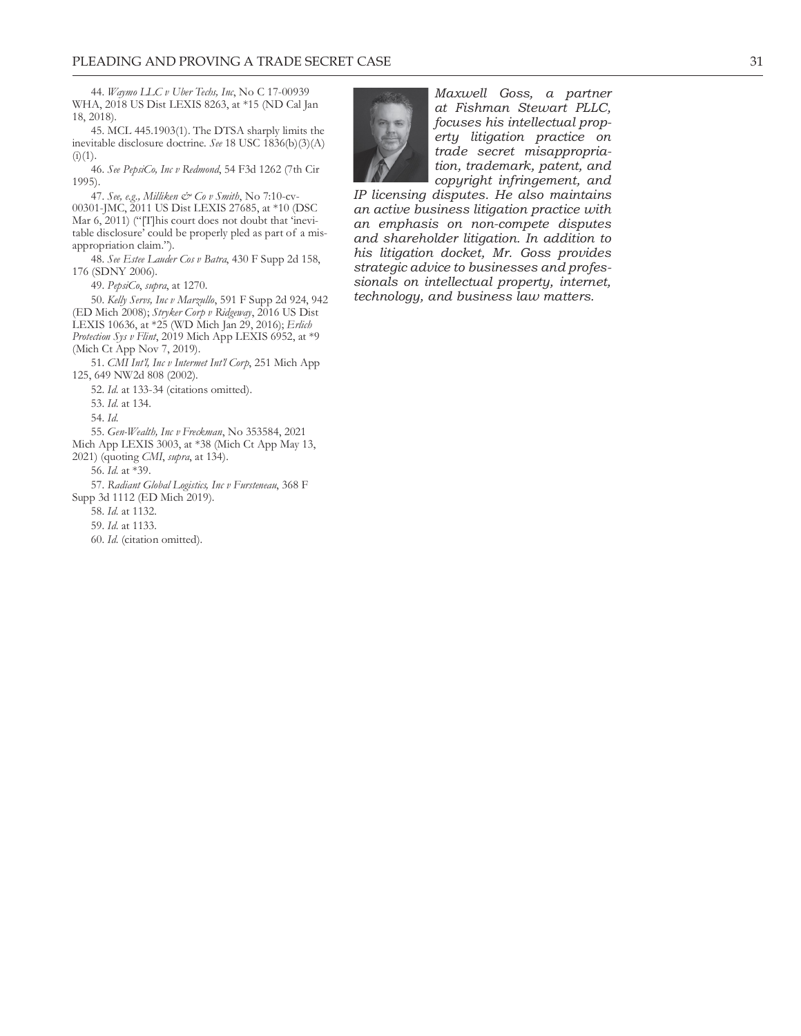44. *Waymo LLC v Uber Techs, Inc*, No C 17-00939 WHA, 2018 US Dist LEXIS 8263, at *15 (ND Cal Jan 18, 2018).

45. MCL 445.1903(1). The DTSA sharply limits the inevitable disclosure doctrine. *See* 18 USC 1836(b)(3)(A)(i)(1).

46. *See PepsiCo, Inc v Redmond*, 54 F3d 1262 (7th Cir 1995).

47. *See, e.g., Milliken & Co v Smith*, No 7:10-cv-00301-JMC, 2011 US Dist LEXIS 27685, at *10 (DSC Mar 6, 2011) ("[T]his court does not doubt that 'inevitable disclosure' could be properly pled as part of a misappropriation claim.").

48. *See Estee Lauder Cos v Batra*, 430 F Supp 2d 158, 176 (SDNY 2006).

49. *PepsiCo*, *supra*, at 1270.

50. *Kelly Servs, Inc v Marzullo*, 591 F Supp 2d 924, 942 (ED Mich 2008); *Stryker Corp v Ridgeway*, 2016 US Dist LEXIS 10636, at *25 (WD Mich Jan 29, 2016); *Erlich Protection Sys v Flint*, 2019 Mich App LEXIS 6952, at *9 (Mich Ct App Nov 7, 2019).

51. *CMI Int'l, Inc v Intermet Int'l Corp*, 251 Mich App 125, 649 NW2d 808 (2002).

52. *Id.* at 133-34 (citations omitted).

53. *Id.* at 134.

54. *Id.*

55. *Gen-Wealth, Inc v Freckman*, No 353584, 2021 Mich App LEXIS 3003, at *38 (Mich Ct App May 13, 2021) (quoting *CMI*, *supra*, at 134).

56. *Id.* at *39.

57. *Radiant Global Logistics, Inc v Fursteneau*, 368 F Supp 3d 1112 (ED Mich 2019).

58. *Id.* at 1132.

59. *Id.* at 1133.

60. *Id.* (citation omitted).

*Maxwell Goss, a partner at Fishman Stewart PLLC, focuses his intellectual property litigation practice on trade secret misappropriation, trademark, patent, and copyright infringement, and IP licensing disputes. He also maintains an active business litigation practice with an emphasis on non-compete disputes and shareholder litigation. In addition to his litigation docket, Mr. Goss provides strategic advice to businesses and professionals on intellectual property, internet, technology, and business law matters.*